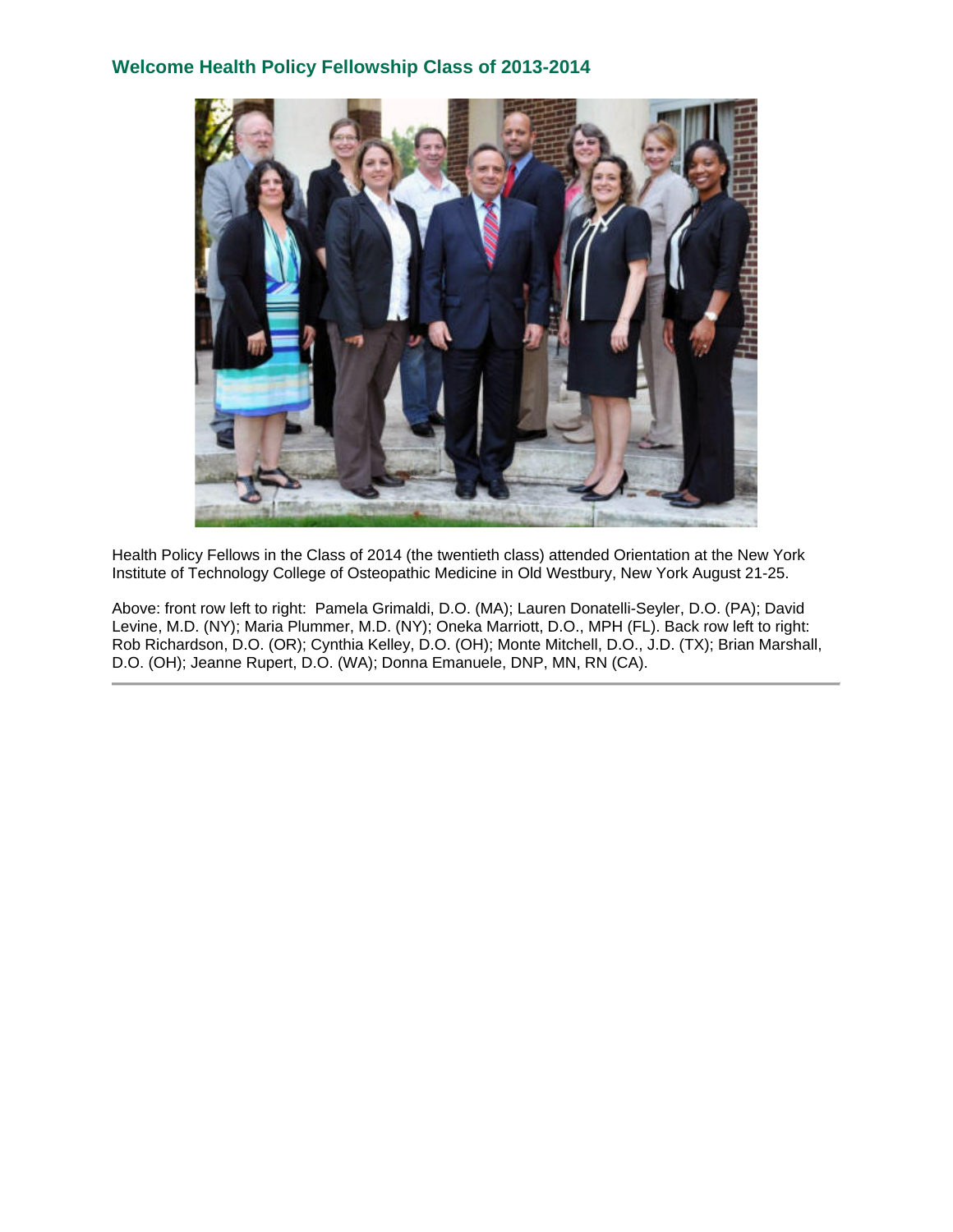## Welcome Health Policy Fellowship Class of 2013-2014

Health Policy Fellows in the Class of 2014 (the twentieth class) attended Orientation at the New York Institute of Technology College of Osteopathic Medicine in Old Westbury, New York August 21-25.

Above: front row left to right:  Pamela Grimaldi, D.O. (MA); Lauren Donatelli-Seyler, D.O. (PA); David Levine, M.D. (NY); Maria Plummer, M.D. (NY); Oneka Marriott, D.O., MPH (FL). Back row left to right: Rob Richardson, D.O. (OR); Cynthia Kelley, D.O. (OH); Monte Mitchell, D.O., J.D. (TX); Brian Marshall, D.O. (OH); Jeanne Rupert, D.O. (WA); Donna Emanuele, DNP, MN, RN (CA).

---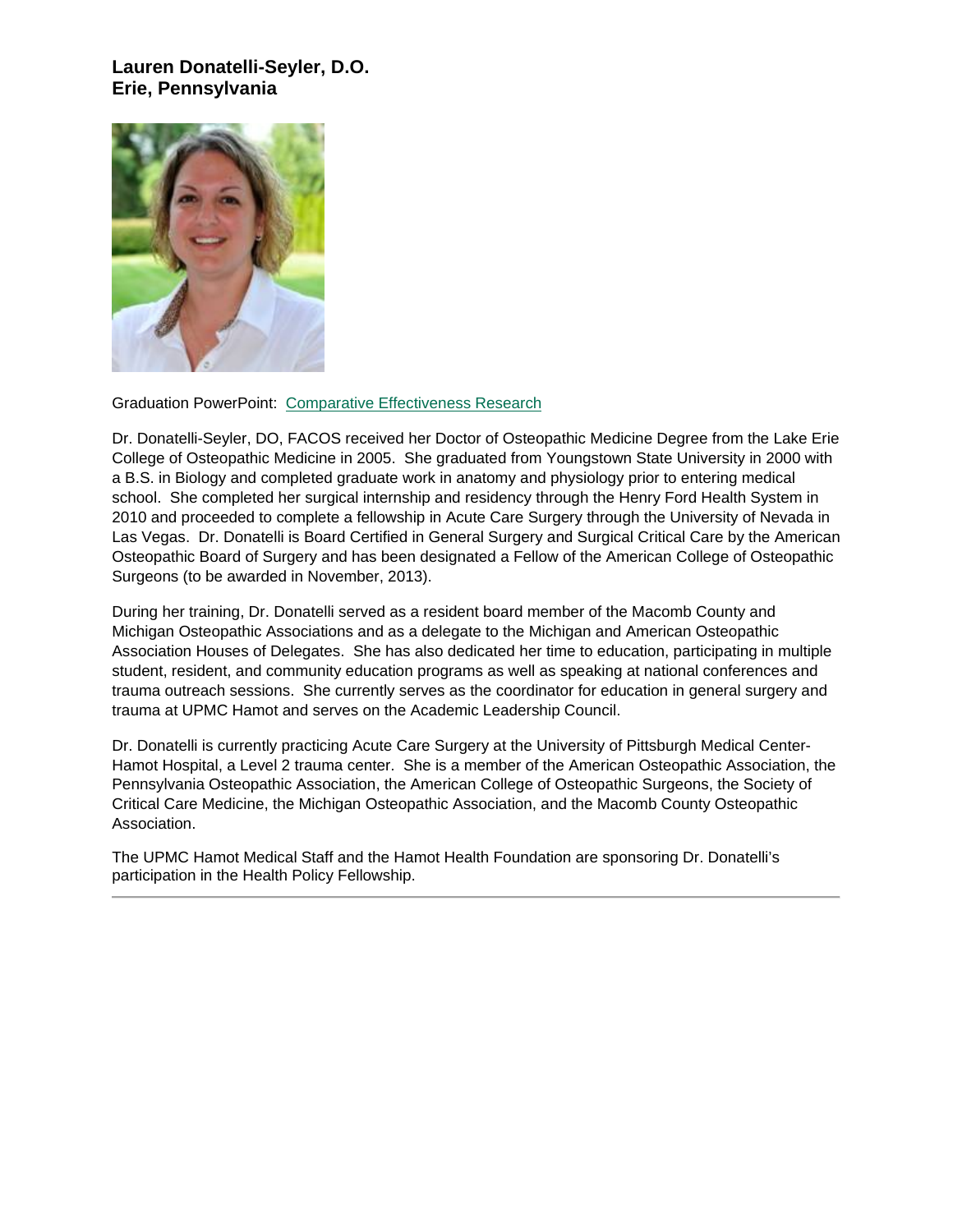**Lauren Donatelli-Seyler, D.O.**
**Erie, Pennsylvania**

Graduation PowerPoint: Comparative Effectiveness Research

Dr. Donatelli-Seyler, DO, FACOS received her Doctor of Osteopathic Medicine Degree from the Lake Erie College of Osteopathic Medicine in 2005. She graduated from Youngstown State University in 2000 with a B.S. in Biology and completed graduate work in anatomy and physiology prior to entering medical school. She completed her surgical internship and residency through the Henry Ford Health System in 2010 and proceeded to complete a fellowship in Acute Care Surgery through the University of Nevada in Las Vegas. Dr. Donatelli is Board Certified in General Surgery and Surgical Critical Care by the American Osteopathic Board of Surgery and has been designated a Fellow of the American College of Osteopathic Surgeons (to be awarded in November, 2013).

During her training, Dr. Donatelli served as a resident board member of the Macomb County and Michigan Osteopathic Associations and as a delegate to the Michigan and American Osteopathic Association Houses of Delegates. She has also dedicated her time to education, participating in multiple student, resident, and community education programs as well as speaking at national conferences and trauma outreach sessions. She currently serves as the coordinator for education in general surgery and trauma at UPMC Hamot and serves on the Academic Leadership Council.

Dr. Donatelli is currently practicing Acute Care Surgery at the University of Pittsburgh Medical Center-Hamot Hospital, a Level 2 trauma center. She is a member of the American Osteopathic Association, the Pennsylvania Osteopathic Association, the American College of Osteopathic Surgeons, the Society of Critical Care Medicine, the Michigan Osteopathic Association, and the Macomb County Osteopathic Association.

The UPMC Hamot Medical Staff and the Hamot Health Foundation are sponsoring Dr. Donatelli's participation in the Health Policy Fellowship.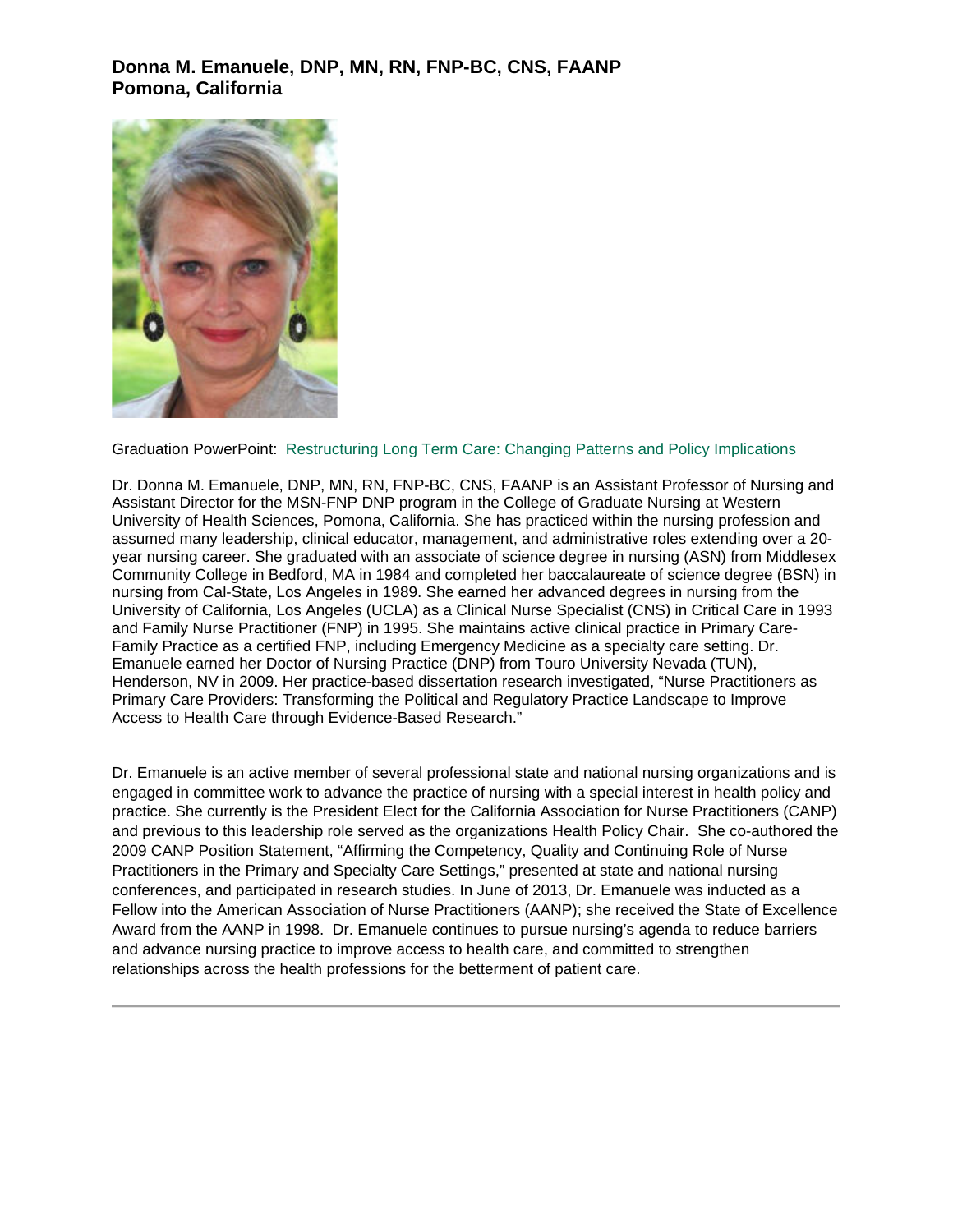### Donna M. Emanuele, DNP, MN, RN, FNP-BC, CNS, FAANP
### Pomona, California

Graduation PowerPoint: Restructuring Long Term Care: Changing Patterns and Policy Implications

Dr. Donna M. Emanuele, DNP, MN, RN, FNP-BC, CNS, FAANP is an Assistant Professor of Nursing and Assistant Director for the MSN-FNP DNP program in the College of Graduate Nursing at Western University of Health Sciences, Pomona, California. She has practiced within the nursing profession and assumed many leadership, clinical educator, management, and administrative roles extending over a 20-year nursing career. She graduated with an associate of science degree in nursing (ASN) from Middlesex Community College in Bedford, MA in 1984 and completed her baccalaureate of science degree (BSN) in nursing from Cal-State, Los Angeles in 1989. She earned her advanced degrees in nursing from the University of California, Los Angeles (UCLA) as a Clinical Nurse Specialist (CNS) in Critical Care in 1993 and Family Nurse Practitioner (FNP) in 1995. She maintains active clinical practice in Primary Care-Family Practice as a certified FNP, including Emergency Medicine as a specialty care setting. Dr. Emanuele earned her Doctor of Nursing Practice (DNP) from Touro University Nevada (TUN), Henderson, NV in 2009. Her practice-based dissertation research investigated, "Nurse Practitioners as Primary Care Providers: Transforming the Political and Regulatory Practice Landscape to Improve Access to Health Care through Evidence-Based Research."

Dr. Emanuele is an active member of several professional state and national nursing organizations and is engaged in committee work to advance the practice of nursing with a special interest in health policy and practice. She currently is the President Elect for the California Association for Nurse Practitioners (CANP) and previous to this leadership role served as the organizations Health Policy Chair. She co-authored the 2009 CANP Position Statement, "Affirming the Competency, Quality and Continuing Role of Nurse Practitioners in the Primary and Specialty Care Settings," presented at state and national nursing conferences, and participated in research studies. In June of 2013, Dr. Emanuele was inducted as a Fellow into the American Association of Nurse Practitioners (AANP); she received the State of Excellence Award from the AANP in 1998. Dr. Emanuele continues to pursue nursing's agenda to reduce barriers and advance nursing practice to improve access to health care, and committed to strengthen relationships across the health professions for the betterment of patient care.

---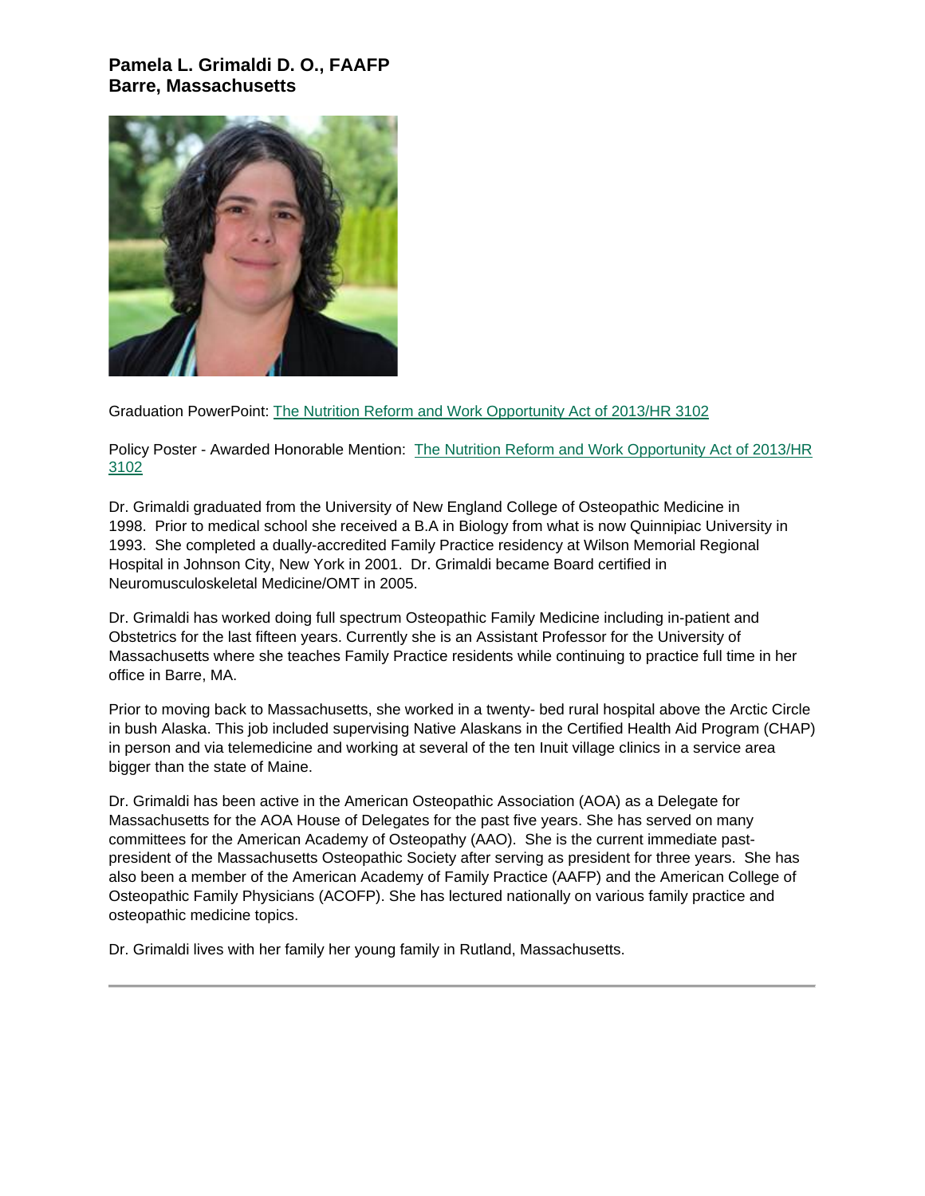### Pamela L. Grimaldi D. O., FAAFP
### Barre, Massachusetts

Graduation PowerPoint: The Nutrition Reform and Work Opportunity Act of 2013/HR 3102

Policy Poster - Awarded Honorable Mention: The Nutrition Reform and Work Opportunity Act of 2013/HR 3102

Dr. Grimaldi graduated from the University of New England College of Osteopathic Medicine in 1998. Prior to medical school she received a B.A in Biology from what is now Quinnipiac University in 1993. She completed a dually-accredited Family Practice residency at Wilson Memorial Regional Hospital in Johnson City, New York in 2001. Dr. Grimaldi became Board certified in Neuromusculoskeletal Medicine/OMT in 2005.

Dr. Grimaldi has worked doing full spectrum Osteopathic Family Medicine including in-patient and Obstetrics for the last fifteen years. Currently she is an Assistant Professor for the University of Massachusetts where she teaches Family Practice residents while continuing to practice full time in her office in Barre, MA.

Prior to moving back to Massachusetts, she worked in a twenty- bed rural hospital above the Arctic Circle in bush Alaska. This job included supervising Native Alaskans in the Certified Health Aid Program (CHAP) in person and via telemedicine and working at several of the ten Inuit village clinics in a service area bigger than the state of Maine.

Dr. Grimaldi has been active in the American Osteopathic Association (AOA) as a Delegate for Massachusetts for the AOA House of Delegates for the past five years. She has served on many committees for the American Academy of Osteopathy (AAO). She is the current immediate past-president of the Massachusetts Osteopathic Society after serving as president for three years. She has also been a member of the American Academy of Family Practice (AAFP) and the American College of Osteopathic Family Physicians (ACOFP). She has lectured nationally on various family practice and osteopathic medicine topics.

Dr. Grimaldi lives with her family her young family in Rutland, Massachusetts.

---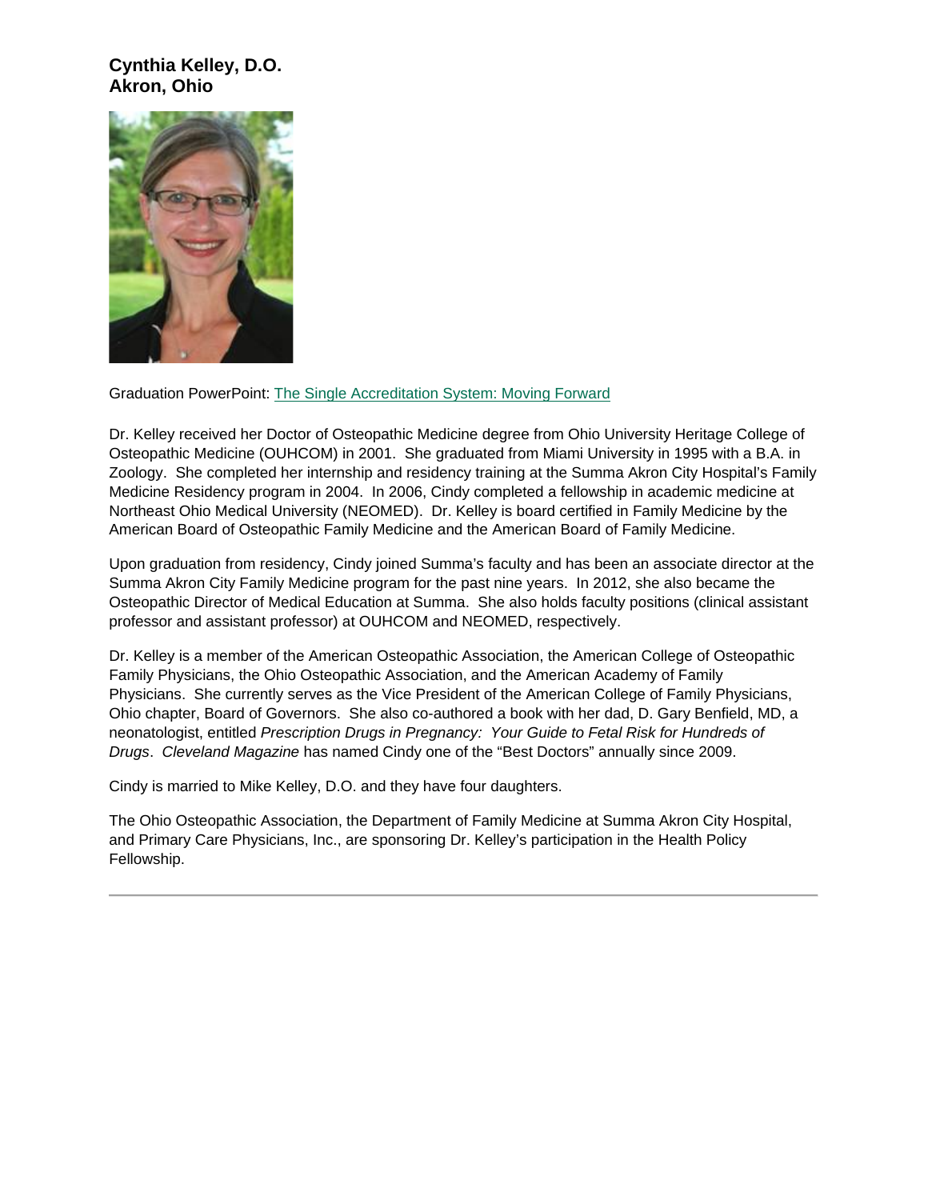**Cynthia Kelley, D.O.**
**Akron, Ohio**

Graduation PowerPoint: The Single Accreditation System: Moving Forward

Dr. Kelley received her Doctor of Osteopathic Medicine degree from Ohio University Heritage College of Osteopathic Medicine (OUHCOM) in 2001. She graduated from Miami University in 1995 with a B.A. in Zoology. She completed her internship and residency training at the Summa Akron City Hospital's Family Medicine Residency program in 2004. In 2006, Cindy completed a fellowship in academic medicine at Northeast Ohio Medical University (NEOMED). Dr. Kelley is board certified in Family Medicine by the American Board of Osteopathic Family Medicine and the American Board of Family Medicine.

Upon graduation from residency, Cindy joined Summa's faculty and has been an associate director at the Summa Akron City Family Medicine program for the past nine years. In 2012, she also became the Osteopathic Director of Medical Education at Summa. She also holds faculty positions (clinical assistant professor and assistant professor) at OUHCOM and NEOMED, respectively.

Dr. Kelley is a member of the American Osteopathic Association, the American College of Osteopathic Family Physicians, the Ohio Osteopathic Association, and the American Academy of Family Physicians. She currently serves as the Vice President of the American College of Family Physicians, Ohio chapter, Board of Governors. She also co-authored a book with her dad, D. Gary Benfield, MD, a neonatologist, entitled *Prescription Drugs in Pregnancy: Your Guide to Fetal Risk for Hundreds of Drugs*. *Cleveland Magazine* has named Cindy one of the "Best Doctors" annually since 2009.

Cindy is married to Mike Kelley, D.O. and they have four daughters.

The Ohio Osteopathic Association, the Department of Family Medicine at Summa Akron City Hospital, and Primary Care Physicians, Inc., are sponsoring Dr. Kelley's participation in the Health Policy Fellowship.

---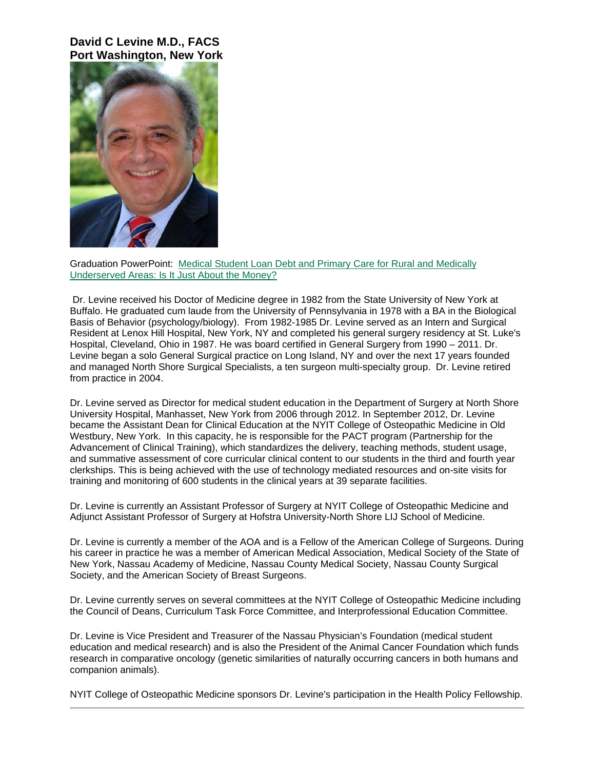**David C Levine M.D., FACS**
**Port Washington, New York**

Graduation PowerPoint: Medical Student Loan Debt and Primary Care for Rural and Medically Underserved Areas: Is It Just About the Money?

Dr. Levine received his Doctor of Medicine degree in 1982 from the State University of New York at Buffalo. He graduated cum laude from the University of Pennsylvania in 1978 with a BA in the Biological Basis of Behavior (psychology/biology). From 1982-1985 Dr. Levine served as an Intern and Surgical Resident at Lenox Hill Hospital, New York, NY and completed his general surgery residency at St. Luke's Hospital, Cleveland, Ohio in 1987. He was board certified in General Surgery from 1990 – 2011. Dr. Levine began a solo General Surgical practice on Long Island, NY and over the next 17 years founded and managed North Shore Surgical Specialists, a ten surgeon multi-specialty group. Dr. Levine retired from practice in 2004.

Dr. Levine served as Director for medical student education in the Department of Surgery at North Shore University Hospital, Manhasset, New York from 2006 through 2012. In September 2012, Dr. Levine became the Assistant Dean for Clinical Education at the NYIT College of Osteopathic Medicine in Old Westbury, New York. In this capacity, he is responsible for the PACT program (Partnership for the Advancement of Clinical Training), which standardizes the delivery, teaching methods, student usage, and summative assessment of core curricular clinical content to our students in the third and fourth year clerkships. This is being achieved with the use of technology mediated resources and on-site visits for training and monitoring of 600 students in the clinical years at 39 separate facilities.

Dr. Levine is currently an Assistant Professor of Surgery at NYIT College of Osteopathic Medicine and Adjunct Assistant Professor of Surgery at Hofstra University-North Shore LIJ School of Medicine.

Dr. Levine is currently a member of the AOA and is a Fellow of the American College of Surgeons. During his career in practice he was a member of American Medical Association, Medical Society of the State of New York, Nassau Academy of Medicine, Nassau County Medical Society, Nassau County Surgical Society, and the American Society of Breast Surgeons.

Dr. Levine currently serves on several committees at the NYIT College of Osteopathic Medicine including the Council of Deans, Curriculum Task Force Committee, and Interprofessional Education Committee.

Dr. Levine is Vice President and Treasurer of the Nassau Physician's Foundation (medical student education and medical research) and is also the President of the Animal Cancer Foundation which funds research in comparative oncology (genetic similarities of naturally occurring cancers in both humans and companion animals).

NYIT College of Osteopathic Medicine sponsors Dr. Levine's participation in the Health Policy Fellowship.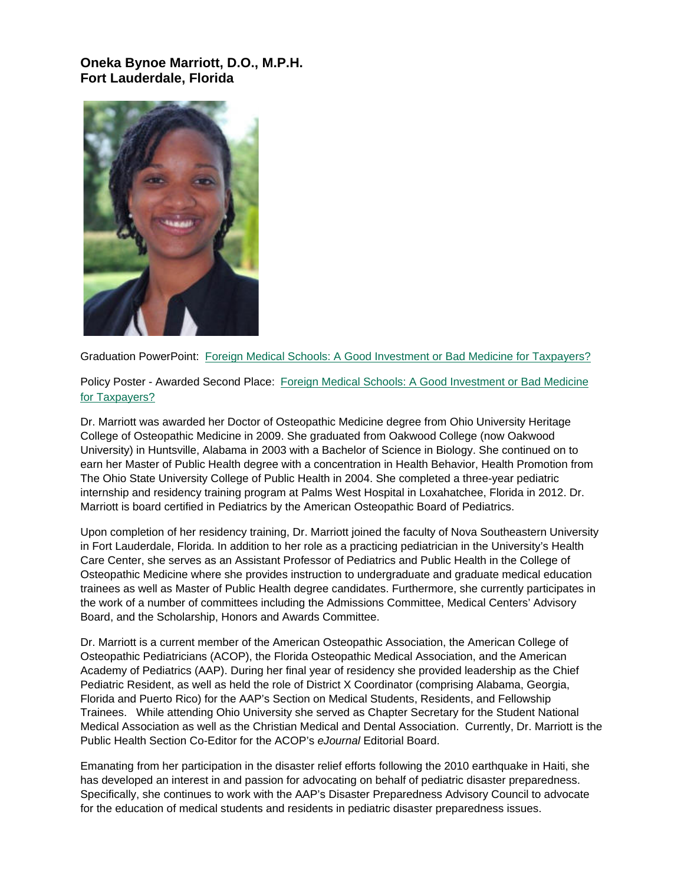**Oneka Bynoe Marriott, D.O., M.P.H.**
**Fort Lauderdale, Florida**

Graduation PowerPoint: Foreign Medical Schools: A Good Investment or Bad Medicine for Taxpayers?

Policy Poster - Awarded Second Place: Foreign Medical Schools: A Good Investment or Bad Medicine for Taxpayers?

Dr. Marriott was awarded her Doctor of Osteopathic Medicine degree from Ohio University Heritage College of Osteopathic Medicine in 2009. She graduated from Oakwood College (now Oakwood University) in Huntsville, Alabama in 2003 with a Bachelor of Science in Biology. She continued on to earn her Master of Public Health degree with a concentration in Health Behavior, Health Promotion from The Ohio State University College of Public Health in 2004. She completed a three-year pediatric internship and residency training program at Palms West Hospital in Loxahatchee, Florida in 2012. Dr. Marriott is board certified in Pediatrics by the American Osteopathic Board of Pediatrics.

Upon completion of her residency training, Dr. Marriott joined the faculty of Nova Southeastern University in Fort Lauderdale, Florida. In addition to her role as a practicing pediatrician in the University's Health Care Center, she serves as an Assistant Professor of Pediatrics and Public Health in the College of Osteopathic Medicine where she provides instruction to undergraduate and graduate medical education trainees as well as Master of Public Health degree candidates. Furthermore, she currently participates in the work of a number of committees including the Admissions Committee, Medical Centers' Advisory Board, and the Scholarship, Honors and Awards Committee.

Dr. Marriott is a current member of the American Osteopathic Association, the American College of Osteopathic Pediatricians (ACOP), the Florida Osteopathic Medical Association, and the American Academy of Pediatrics (AAP). During her final year of residency she provided leadership as the Chief Pediatric Resident, as well as held the role of District X Coordinator (comprising Alabama, Georgia, Florida and Puerto Rico) for the AAP's Section on Medical Students, Residents, and Fellowship Trainees. While attending Ohio University she served as Chapter Secretary for the Student National Medical Association as well as the Christian Medical and Dental Association. Currently, Dr. Marriott is the Public Health Section Co-Editor for the ACOP's *eJournal* Editorial Board.

Emanating from her participation in the disaster relief efforts following the 2010 earthquake in Haiti, she has developed an interest in and passion for advocating on behalf of pediatric disaster preparedness. Specifically, she continues to work with the AAP's Disaster Preparedness Advisory Council to advocate for the education of medical students and residents in pediatric disaster preparedness issues.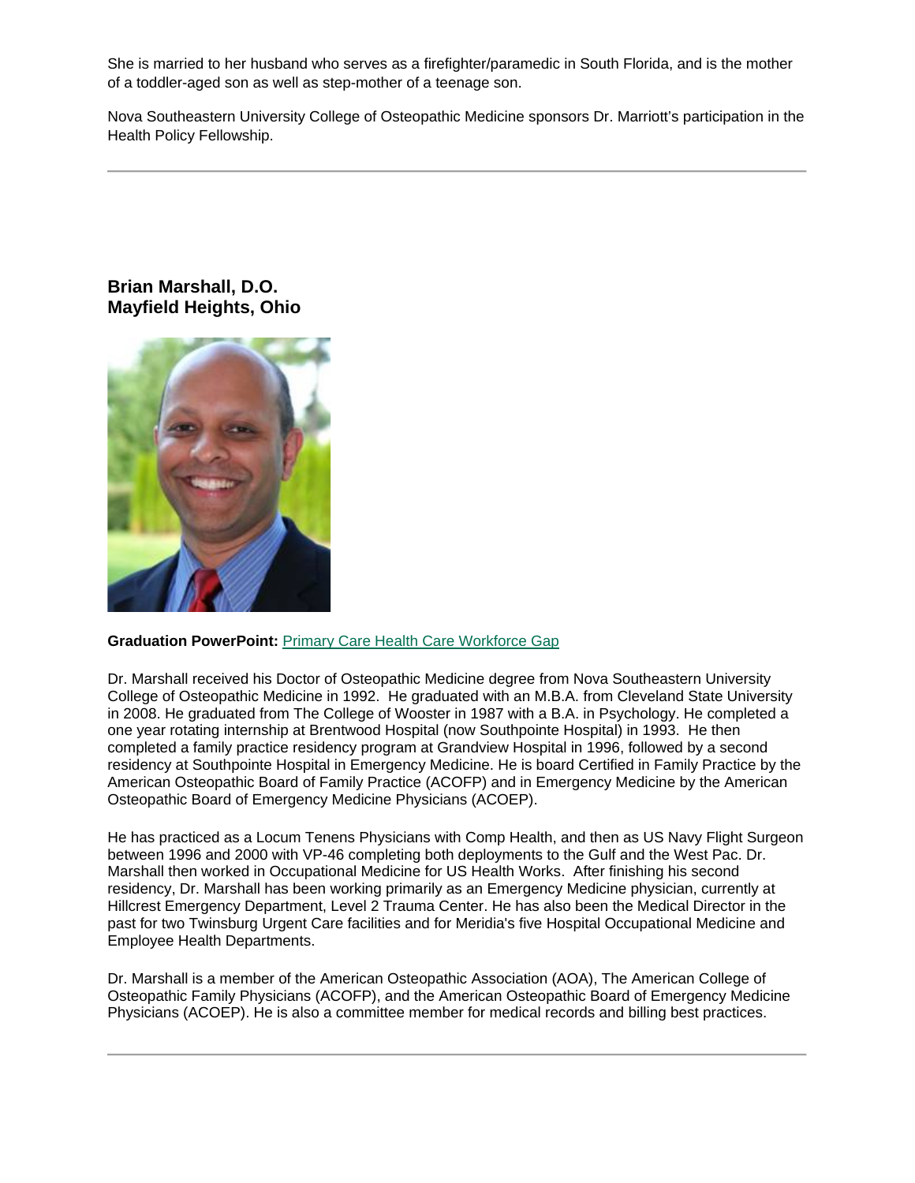She is married to her husband who serves as a firefighter/paramedic in South Florida, and is the mother of a toddler-aged son as well as step-mother of a teenage son.

Nova Southeastern University College of Osteopathic Medicine sponsors Dr. Marriott's participation in the Health Policy Fellowship.

---

**Brian Marshall, D.O.**
**Mayfield Heights, Ohio**

**Graduation PowerPoint:** Primary Care Health Care Workforce Gap

Dr. Marshall received his Doctor of Osteopathic Medicine degree from Nova Southeastern University College of Osteopathic Medicine in 1992. He graduated with an M.B.A. from Cleveland State University in 2008. He graduated from The College of Wooster in 1987 with a B.A. in Psychology. He completed a one year rotating internship at Brentwood Hospital (now Southpointe Hospital) in 1993. He then completed a family practice residency program at Grandview Hospital in 1996, followed by a second residency at Southpointe Hospital in Emergency Medicine. He is board Certified in Family Practice by the American Osteopathic Board of Family Practice (ACOFP) and in Emergency Medicine by the American Osteopathic Board of Emergency Medicine Physicians (ACOEP).

He has practiced as a Locum Tenens Physicians with Comp Health, and then as US Navy Flight Surgeon between 1996 and 2000 with VP-46 completing both deployments to the Gulf and the West Pac. Dr. Marshall then worked in Occupational Medicine for US Health Works. After finishing his second residency, Dr. Marshall has been working primarily as an Emergency Medicine physician, currently at Hillcrest Emergency Department, Level 2 Trauma Center. He has also been the Medical Director in the past for two Twinsburg Urgent Care facilities and for Meridia's five Hospital Occupational Medicine and Employee Health Departments.

Dr. Marshall is a member of the American Osteopathic Association (AOA), The American College of Osteopathic Family Physicians (ACOFP), and the American Osteopathic Board of Emergency Medicine Physicians (ACOEP). He is also a committee member for medical records and billing best practices.

---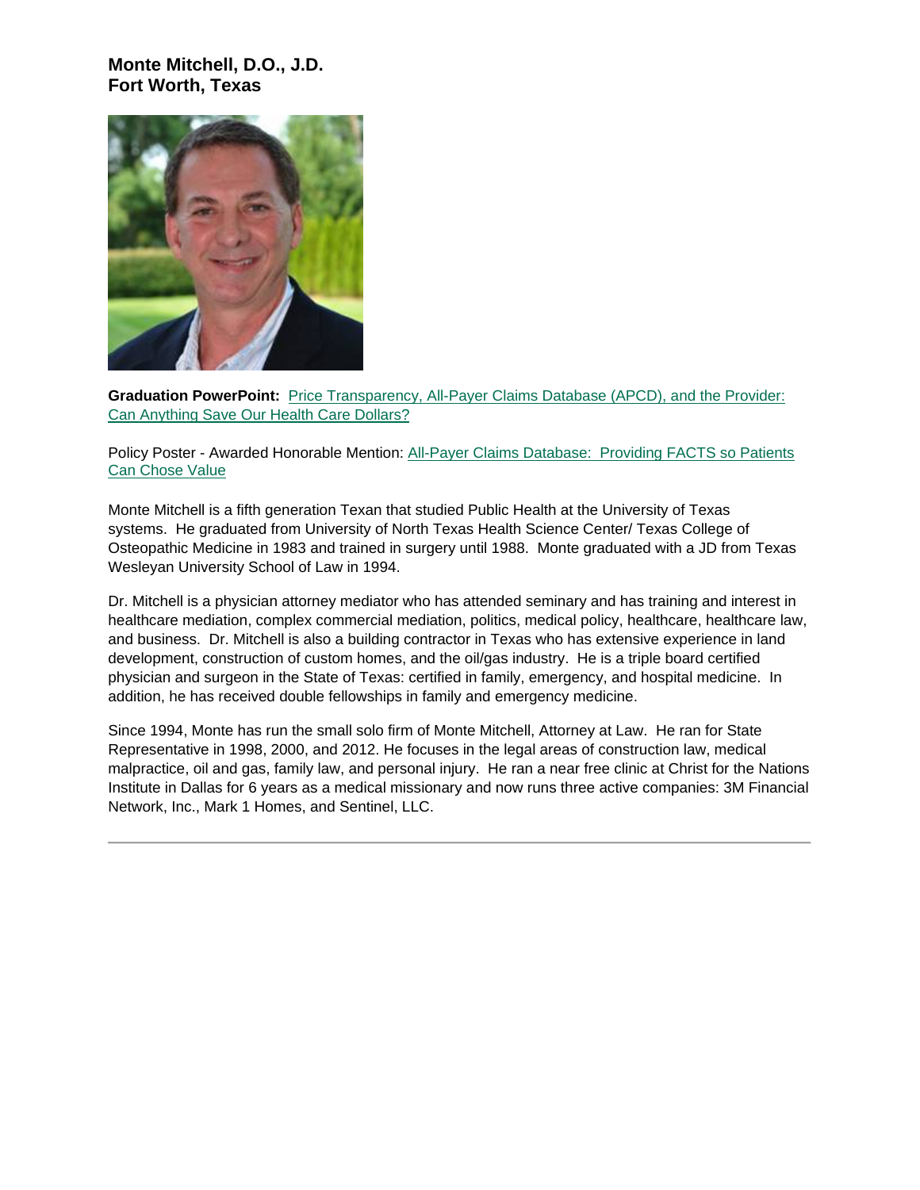### Monte Mitchell, D.O., J.D.
### Fort Worth, Texas

**Graduation PowerPoint:** Price Transparency, All-Payer Claims Database (APCD), and the Provider: Can Anything Save Our Health Care Dollars?

Policy Poster - Awarded Honorable Mention: All-Payer Claims Database: Providing FACTS so Patients Can Chose Value

Monte Mitchell is a fifth generation Texan that studied Public Health at the University of Texas systems. He graduated from University of North Texas Health Science Center/ Texas College of Osteopathic Medicine in 1983 and trained in surgery until 1988. Monte graduated with a JD from Texas Wesleyan University School of Law in 1994.

Dr. Mitchell is a physician attorney mediator who has attended seminary and has training and interest in healthcare mediation, complex commercial mediation, politics, medical policy, healthcare, healthcare law, and business. Dr. Mitchell is also a building contractor in Texas who has extensive experience in land development, construction of custom homes, and the oil/gas industry. He is a triple board certified physician and surgeon in the State of Texas: certified in family, emergency, and hospital medicine. In addition, he has received double fellowships in family and emergency medicine.

Since 1994, Monte has run the small solo firm of Monte Mitchell, Attorney at Law. He ran for State Representative in 1998, 2000, and 2012. He focuses in the legal areas of construction law, medical malpractice, oil and gas, family law, and personal injury. He ran a near free clinic at Christ for the Nations Institute in Dallas for 6 years as a medical missionary and now runs three active companies: 3M Financial Network, Inc., Mark 1 Homes, and Sentinel, LLC.

---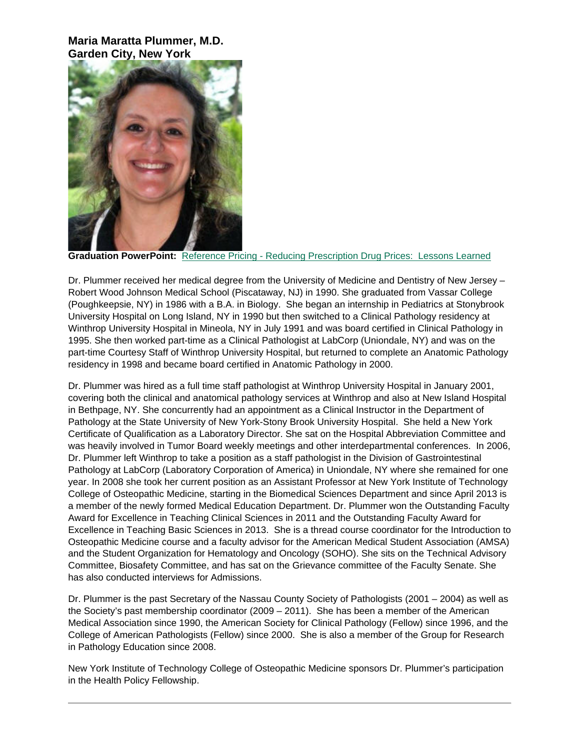**Maria Maratta Plummer, M.D.**
**Garden City, New York**

**Graduation PowerPoint:** Reference Pricing - Reducing Prescription Drug Prices: Lessons Learned

Dr. Plummer received her medical degree from the University of Medicine and Dentistry of New Jersey – Robert Wood Johnson Medical School (Piscataway, NJ) in 1990. She graduated from Vassar College (Poughkeepsie, NY) in 1986 with a B.A. in Biology. She began an internship in Pediatrics at Stonybrook University Hospital on Long Island, NY in 1990 but then switched to a Clinical Pathology residency at Winthrop University Hospital in Mineola, NY in July 1991 and was board certified in Clinical Pathology in 1995. She then worked part-time as a Clinical Pathologist at LabCorp (Uniondale, NY) and was on the part-time Courtesy Staff of Winthrop University Hospital, but returned to complete an Anatomic Pathology residency in 1998 and became board certified in Anatomic Pathology in 2000.

Dr. Plummer was hired as a full time staff pathologist at Winthrop University Hospital in January 2001, covering both the clinical and anatomical pathology services at Winthrop and also at New Island Hospital in Bethpage, NY. She concurrently had an appointment as a Clinical Instructor in the Department of Pathology at the State University of New York-Stony Brook University Hospital. She held a New York Certificate of Qualification as a Laboratory Director. She sat on the Hospital Abbreviation Committee and was heavily involved in Tumor Board weekly meetings and other interdepartmental conferences. In 2006, Dr. Plummer left Winthrop to take a position as a staff pathologist in the Division of Gastrointestinal Pathology at LabCorp (Laboratory Corporation of America) in Uniondale, NY where she remained for one year. In 2008 she took her current position as an Assistant Professor at New York Institute of Technology College of Osteopathic Medicine, starting in the Biomedical Sciences Department and since April 2013 is a member of the newly formed Medical Education Department. Dr. Plummer won the Outstanding Faculty Award for Excellence in Teaching Clinical Sciences in 2011 and the Outstanding Faculty Award for Excellence in Teaching Basic Sciences in 2013. She is a thread course coordinator for the Introduction to Osteopathic Medicine course and a faculty advisor for the American Medical Student Association (AMSA) and the Student Organization for Hematology and Oncology (SOHO). She sits on the Technical Advisory Committee, Biosafety Committee, and has sat on the Grievance committee of the Faculty Senate. She has also conducted interviews for Admissions.

Dr. Plummer is the past Secretary of the Nassau County Society of Pathologists (2001 – 2004) as well as the Society's past membership coordinator (2009 – 2011). She has been a member of the American Medical Association since 1990, the American Society for Clinical Pathology (Fellow) since 1996, and the College of American Pathologists (Fellow) since 2000. She is also a member of the Group for Research in Pathology Education since 2008.

New York Institute of Technology College of Osteopathic Medicine sponsors Dr. Plummer's participation in the Health Policy Fellowship.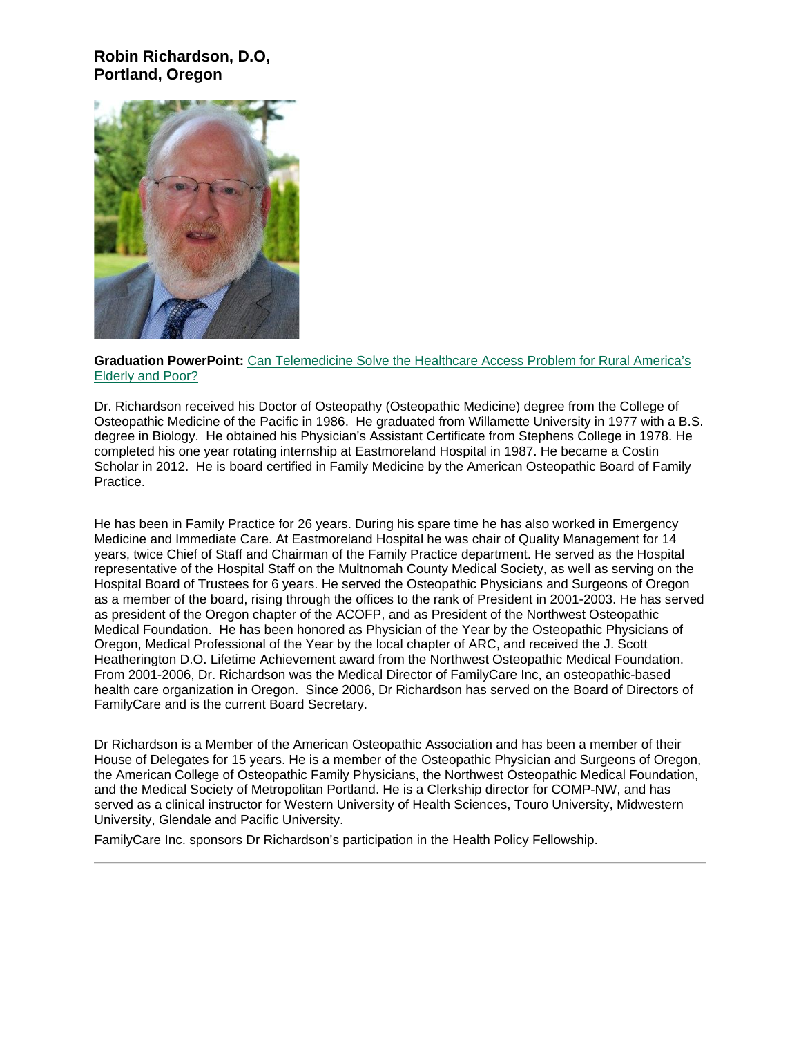**Robin Richardson, D.O,**
**Portland, Oregon**

**Graduation PowerPoint:** Can Telemedicine Solve the Healthcare Access Problem for Rural America's Elderly and Poor?

Dr. Richardson received his Doctor of Osteopathy (Osteopathic Medicine) degree from the College of Osteopathic Medicine of the Pacific in 1986. He graduated from Willamette University in 1977 with a B.S. degree in Biology. He obtained his Physician's Assistant Certificate from Stephens College in 1978. He completed his one year rotating internship at Eastmoreland Hospital in 1987. He became a Costin Scholar in 2012. He is board certified in Family Medicine by the American Osteopathic Board of Family Practice.

He has been in Family Practice for 26 years. During his spare time he has also worked in Emergency Medicine and Immediate Care. At Eastmoreland Hospital he was chair of Quality Management for 14 years, twice Chief of Staff and Chairman of the Family Practice department. He served as the Hospital representative of the Hospital Staff on the Multnomah County Medical Society, as well as serving on the Hospital Board of Trustees for 6 years. He served the Osteopathic Physicians and Surgeons of Oregon as a member of the board, rising through the offices to the rank of President in 2001-2003. He has served as president of the Oregon chapter of the ACOFP, and as President of the Northwest Osteopathic Medical Foundation. He has been honored as Physician of the Year by the Osteopathic Physicians of Oregon, Medical Professional of the Year by the local chapter of ARC, and received the J. Scott Heatherington D.O. Lifetime Achievement award from the Northwest Osteopathic Medical Foundation. From 2001-2006, Dr. Richardson was the Medical Director of FamilyCare Inc, an osteopathic-based health care organization in Oregon. Since 2006, Dr Richardson has served on the Board of Directors of FamilyCare and is the current Board Secretary.

Dr Richardson is a Member of the American Osteopathic Association and has been a member of their House of Delegates for 15 years. He is a member of the Osteopathic Physician and Surgeons of Oregon, the American College of Osteopathic Family Physicians, the Northwest Osteopathic Medical Foundation, and the Medical Society of Metropolitan Portland. He is a Clerkship director for COMP-NW, and has served as a clinical instructor for Western University of Health Sciences, Touro University, Midwestern University, Glendale and Pacific University.

FamilyCare Inc. sponsors Dr Richardson's participation in the Health Policy Fellowship.

---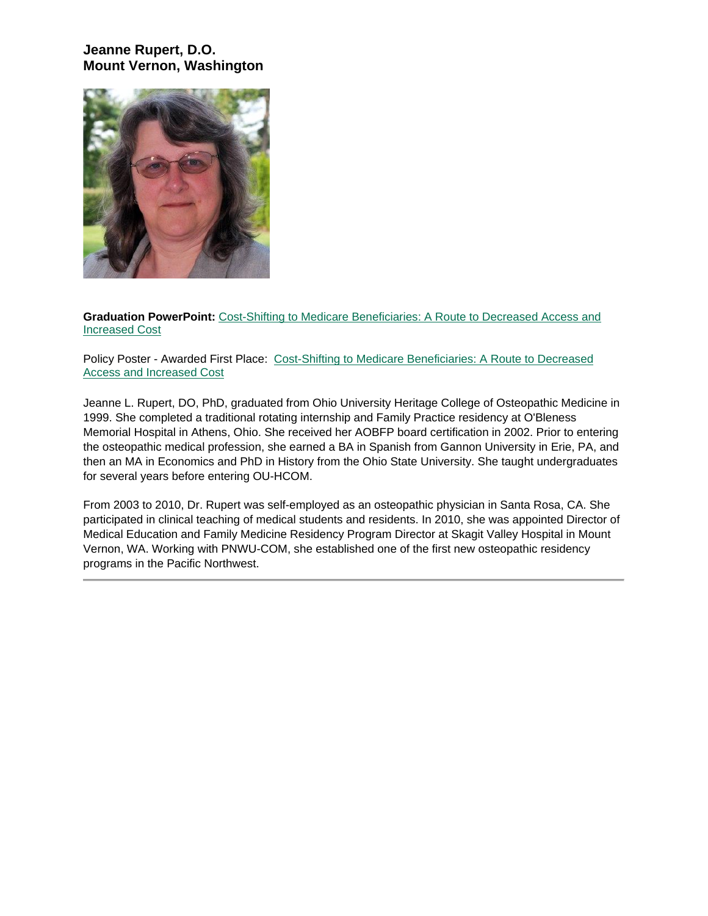### Jeanne Rupert, D.O.
### Mount Vernon, Washington

**Graduation PowerPoint:** Cost-Shifting to Medicare Beneficiaries: A Route to Decreased Access and Increased Cost

Policy Poster - Awarded First Place: Cost-Shifting to Medicare Beneficiaries: A Route to Decreased Access and Increased Cost

Jeanne L. Rupert, DO, PhD, graduated from Ohio University Heritage College of Osteopathic Medicine in 1999. She completed a traditional rotating internship and Family Practice residency at O'Bleness Memorial Hospital in Athens, Ohio. She received her AOBFP board certification in 2002. Prior to entering the osteopathic medical profession, she earned a BA in Spanish from Gannon University in Erie, PA, and then an MA in Economics and PhD in History from the Ohio State University. She taught undergraduates for several years before entering OU-HCOM.

From 2003 to 2010, Dr. Rupert was self-employed as an osteopathic physician in Santa Rosa, CA. She participated in clinical teaching of medical students and residents. In 2010, she was appointed Director of Medical Education and Family Medicine Residency Program Director at Skagit Valley Hospital in Mount Vernon, WA. Working with PNWU-COM, she established one of the first new osteopathic residency programs in the Pacific Northwest.